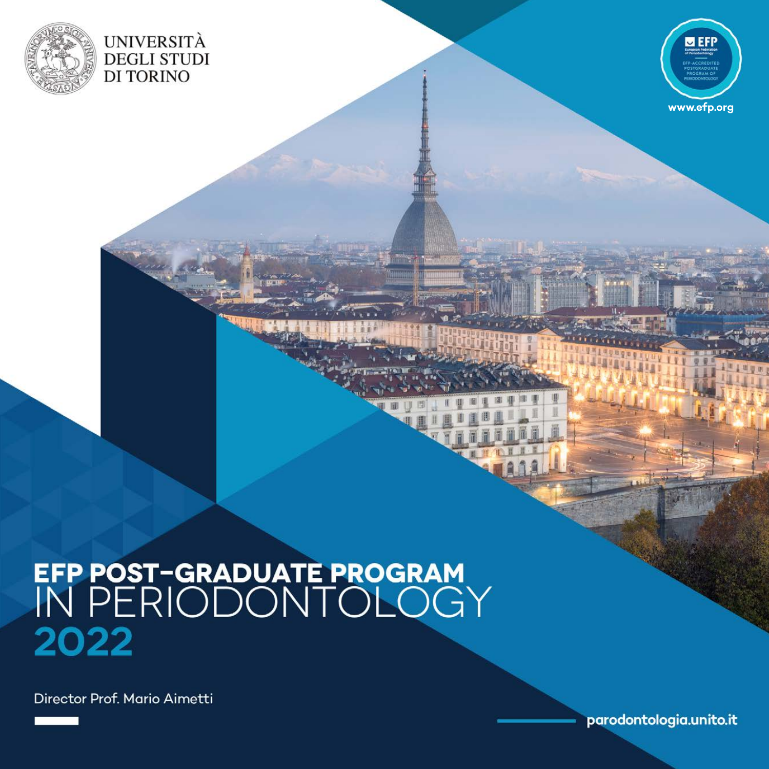UNIVERSITÀ DEGLI STUDI DI TORINO

EFP European Federation of Periodontology

EFP-ACCREDITED POSTGRADUATE PROGRAM OF PERIODONTOLOGY

www.efp.org

# EFP POST-GRADUATE PROGRAM IN PERIODONTOLOGY 2022

Director Prof. Mario Aimetti

parodontologia.unito.it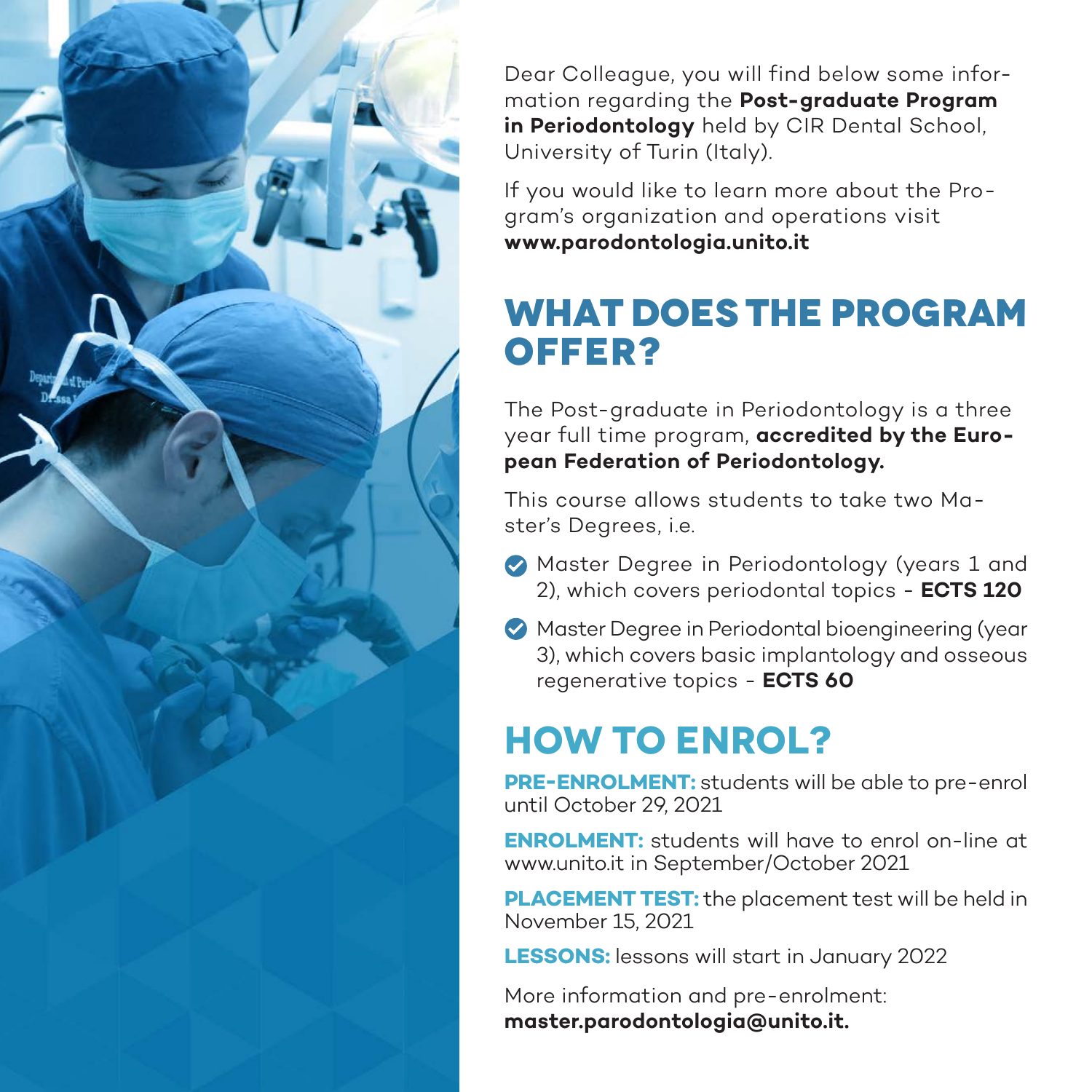Dear Colleague, you will find below some information regarding the **Post-graduate Program in Periodontology** held by CIR Dental School, University of Turin (Italy).

If you would like to learn more about the Program's organization and operations visit **www.parodontologia.unito.it**

## WHAT DOES THE PROGRAM OFFER?

The Post-graduate in Periodontology is a three year full time program, **accredited by the European Federation of Periodontology.**

This course allows students to take two Master's Degrees, i.e.

- Master Degree in Periodontology (years 1 and 2), which covers periodontal topics - **ECTS 120**
- Master Degree in Periodontal bioengineering (year 3), which covers basic implantology and osseous regenerative topics - **ECTS 60**

## HOW TO ENROL?

**PRE-ENROLMENT:** students will be able to pre-enrol until October 29, 2021

**ENROLMENT:** students will have to enrol on-line at www.unito.it in September/October 2021

**PLACEMENT TEST:** the placement test will be held in November 15, 2021

**LESSONS:** lessons will start in January 2022

More information and pre-enrolment: **master.parodontologia@unito.it.**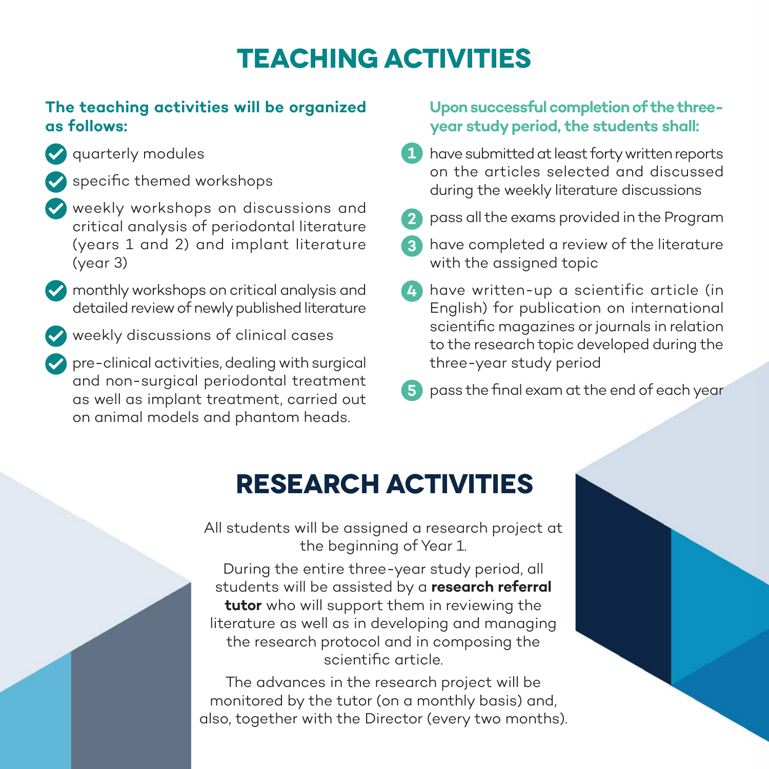# TEACHING ACTIVITIES

**The teaching activities will be organized as follows:**

- quarterly modules
- specific themed workshops
- weekly workshops on discussions and critical analysis of periodontal literature (years 1 and 2) and implant literature (year 3)
- monthly workshops on critical analysis and detailed review of newly published literature
- weekly discussions of clinical cases
- pre-clinical activities, dealing with surgical and non-surgical periodontal treatment as well as implant treatment, carried out on animal models and phantom heads.

**Upon successful completion of the three-year study period, the students shall:**

1. have submitted at least forty written reports on the articles selected and discussed during the weekly literature discussions
2. pass all the exams provided in the Program
3. have completed a review of the literature with the assigned topic
4. have written-up a scientific article (in English) for publication on international scientific magazines or journals in relation to the research topic developed during the three-year study period
5. pass the final exam at the end of each year

# RESEARCH ACTIVITIES

All students will be assigned a research project at the beginning of Year 1.

During the entire three-year study period, all students will be assisted by a **research referral tutor** who will support them in reviewing the literature as well as in developing and managing the research protocol and in composing the scientific article.

The advances in the research project will be monitored by the tutor (on a monthly basis) and, also, together with the Director (every two months).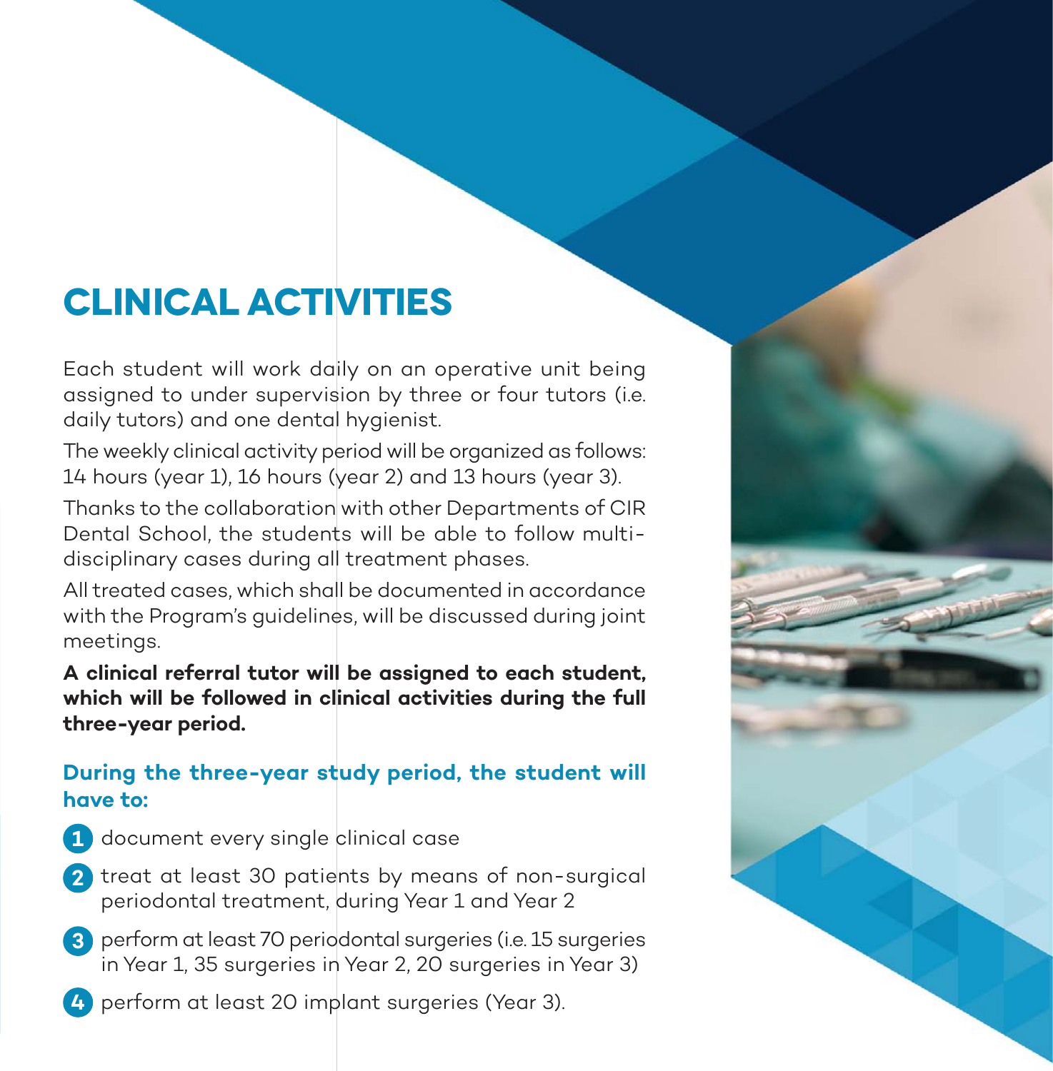# CLINICAL ACTIVITIES

Each student will work daily on an operative unit being assigned to under supervision by three or four tutors (i.e. daily tutors) and one dental hygienist.

The weekly clinical activity period will be organized as follows: 14 hours (year 1), 16 hours (year 2) and 13 hours (year 3).

Thanks to the collaboration with other Departments of CIR Dental School, the students will be able to follow multi-disciplinary cases during all treatment phases.

All treated cases, which shall be documented in accordance with the Program's guidelines, will be discussed during joint meetings.

**A clinical referral tutor will be assigned to each student, which will be followed in clinical activities during the full three-year period.**

### During the three-year study period, the student will have to:

1. document every single clinical case
2. treat at least 30 patients by means of non-surgical periodontal treatment, during Year 1 and Year 2
3. perform at least 70 periodontal surgeries (i.e. 15 surgeries in Year 1, 35 surgeries in Year 2, 20 surgeries in Year 3)
4. perform at least 20 implant surgeries (Year 3).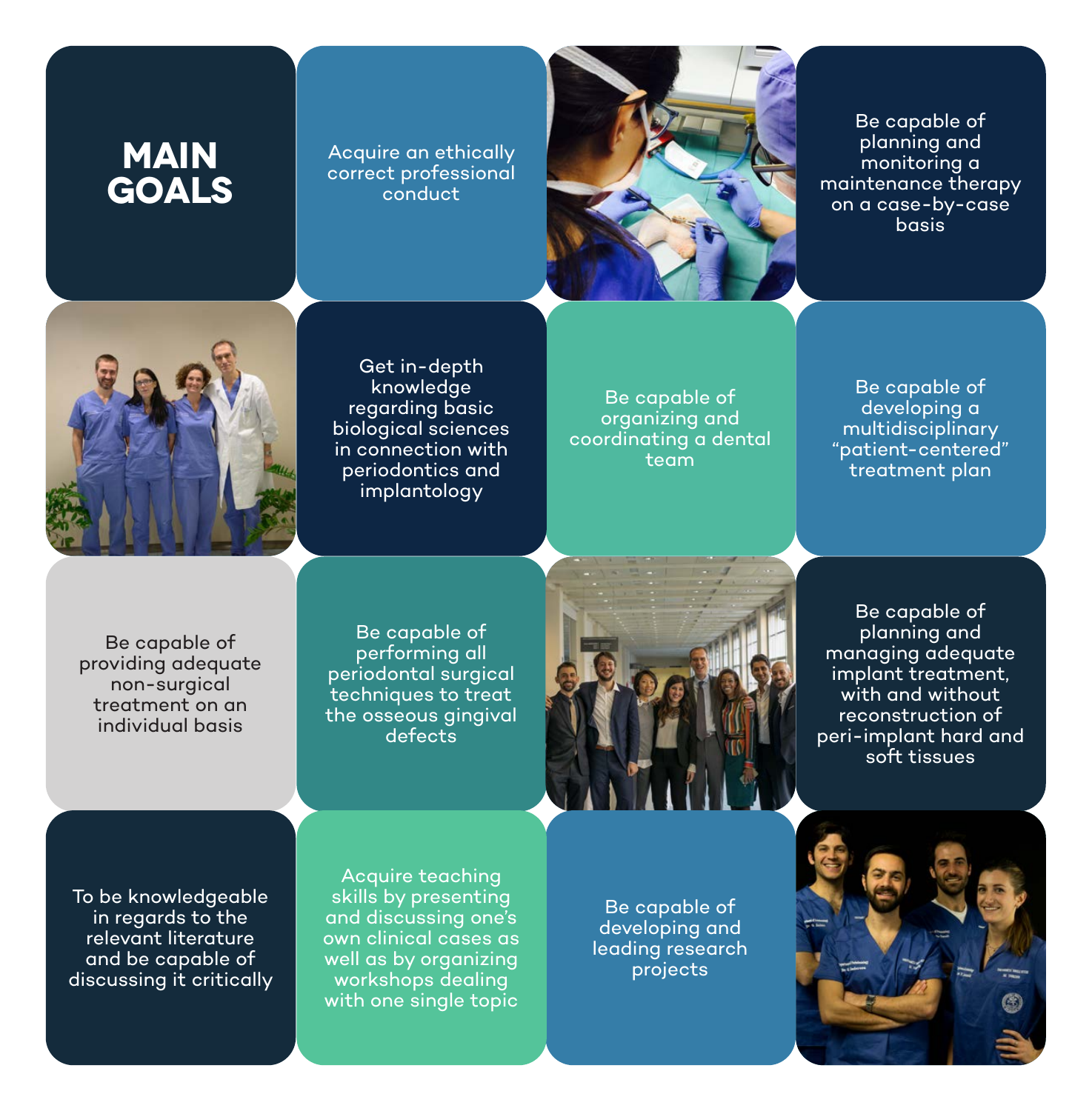# MAIN GOALS

- Acquire an ethically correct professional conduct
- Be capable of planning and monitoring a maintenance therapy on a case-by-case basis
- Get in-depth knowledge regarding basic biological sciences in connection with periodontics and implantology
- Be capable of organizing and coordinating a dental team
- Be capable of developing a multidisciplinary "patient-centered" treatment plan
- Be capable of providing adequate non-surgical treatment on an individual basis
- Be capable of performing all periodontal surgical techniques to treat the osseous gingival defects
- Be capable of planning and managing adequate implant treatment, with and without reconstruction of peri-implant hard and soft tissues
- To be knowledgeable in regards to the relevant literature and be capable of discussing it critically
- Acquire teaching skills by presenting and discussing one's own clinical cases as well as by organizing workshops dealing with one single topic
- Be capable of developing and leading research projects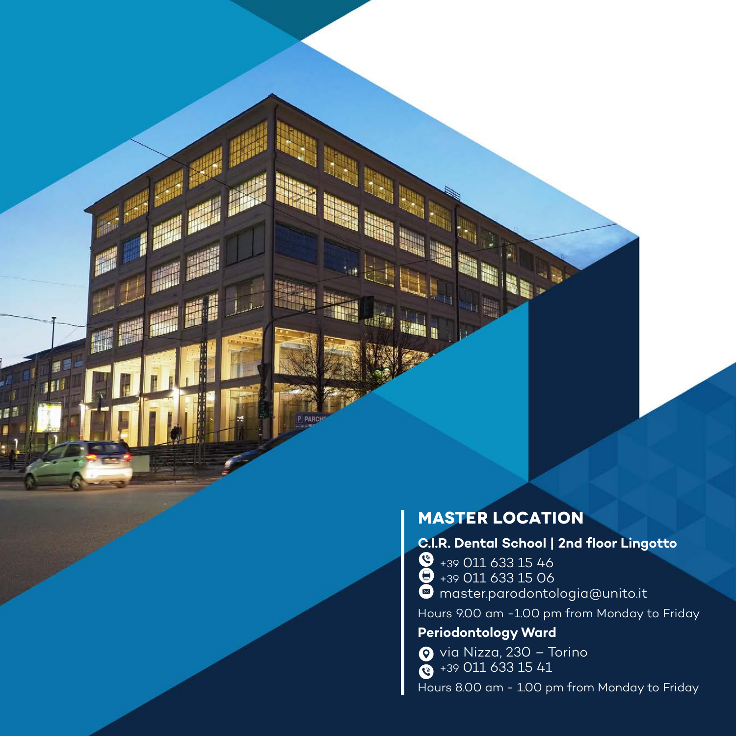## MASTER LOCATION

**C.I.R. Dental School | 2nd floor Lingotto**

+39 011 633 15 46

+39 011 633 15 06

master.parodontologia@unito.it

Hours 9.00 am -1.00 pm from Monday to Friday

**Periodontology Ward**

via Nizza, 230 – Torino

+39 011 633 15 41

Hours 8.00 am - 1.00 pm from Monday to Friday